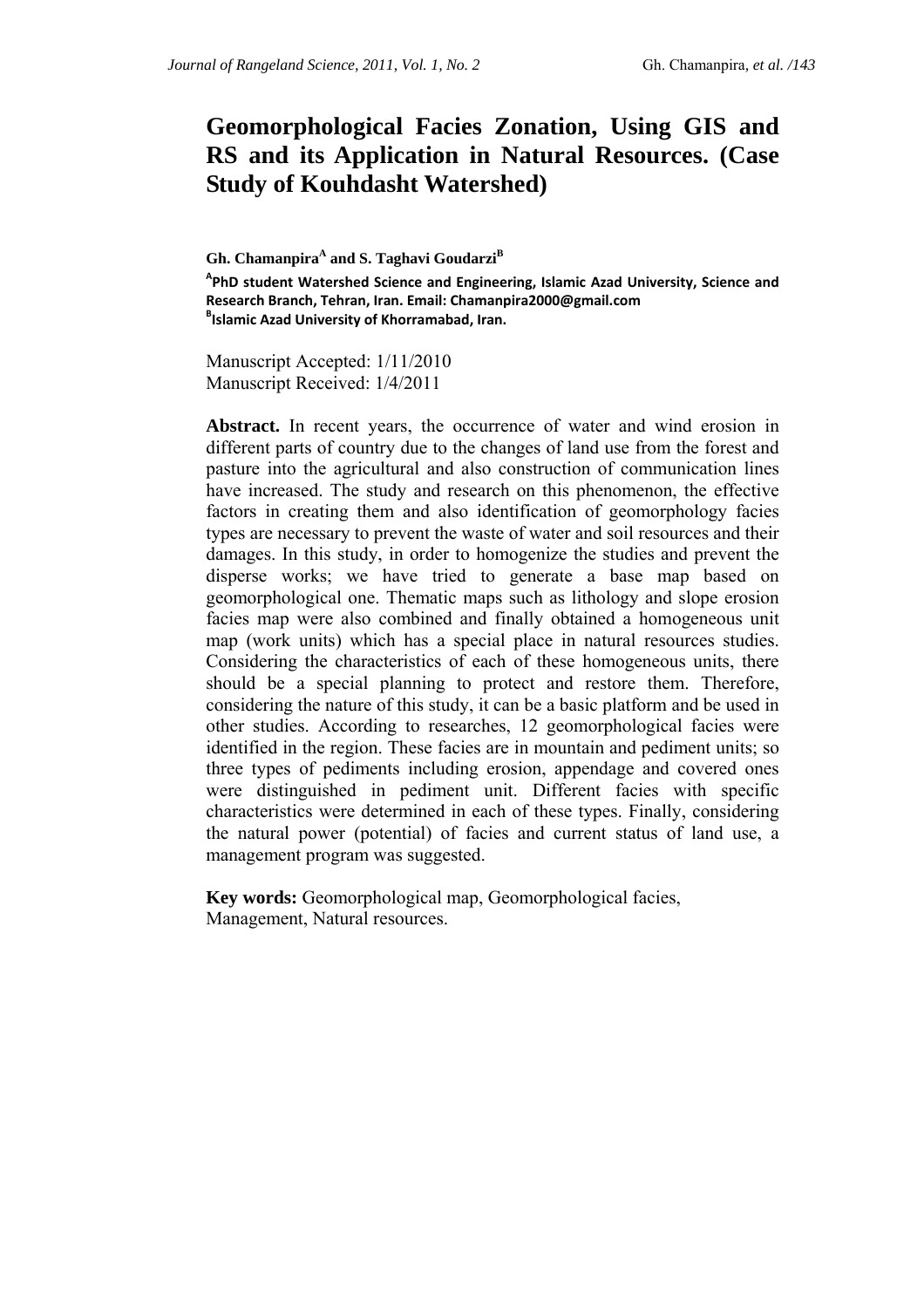# Geomorphological Facies Zonation, Using GIS and RS and its Application in Natural Resources. (Case Study of Kouhdasht Watershed)

**Gh. Chamanpira[A] and S. Taghavi Goudarzi[B]**

[A]**PhD student Watershed Science and Engineering, Islamic Azad University, Science and Research Branch, Tehran, Iran. Email: Chamanpira2000@gmail.com**
[B]**Islamic Azad University of Khorramabad, Iran.**

Manuscript Accepted: 1/11/2010
Manuscript Received: 1/4/2011

**Abstract.** In recent years, the occurrence of water and wind erosion in different parts of country due to the changes of land use from the forest and pasture into the agricultural and also construction of communication lines have increased. The study and research on this phenomenon, the effective factors in creating them and also identification of geomorphology facies types are necessary to prevent the waste of water and soil resources and their damages. In this study, in order to homogenize the studies and prevent the disperse works; we have tried to generate a base map based on geomorphological one. Thematic maps such as lithology and slope erosion facies map were also combined and finally obtained a homogeneous unit map (work units) which has a special place in natural resources studies. Considering the characteristics of each of these homogeneous units, there should be a special planning to protect and restore them. Therefore, considering the nature of this study, it can be a basic platform and be used in other studies. According to researches, 12 geomorphological facies were identified in the region. These facies are in mountain and pediment units; so three types of pediments including erosion, appendage and covered ones were distinguished in pediment unit. Different facies with specific characteristics were determined in each of these types. Finally, considering the natural power (potential) of facies and current status of land use, a management program was suggested.

**Key words:** Geomorphological map, Geomorphological facies, Management, Natural resources.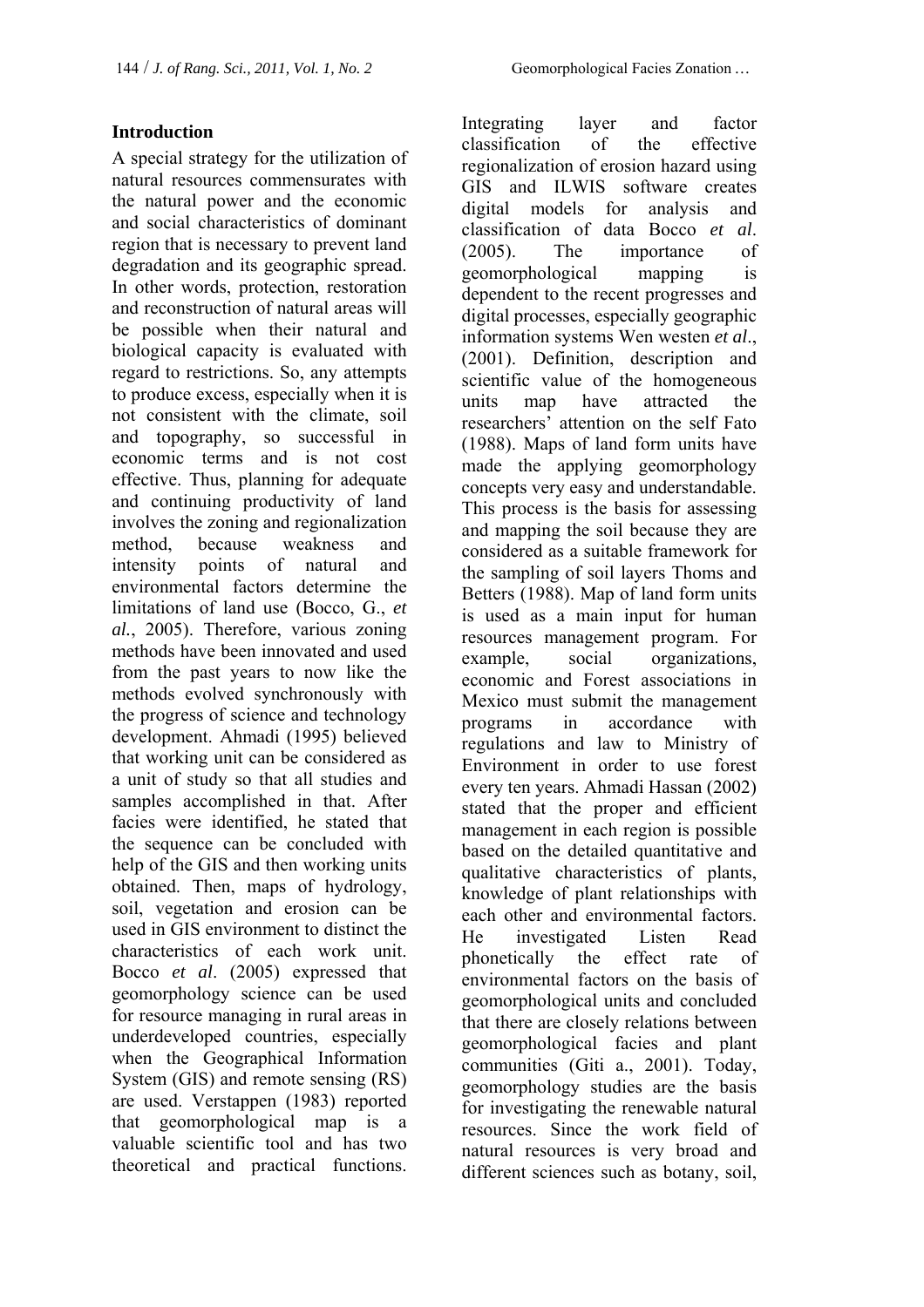## Introduction

A special strategy for the utilization of natural resources commensurates with the natural power and the economic and social characteristics of dominant region that is necessary to prevent land degradation and its geographic spread. In other words, protection, restoration and reconstruction of natural areas will be possible when their natural and biological capacity is evaluated with regard to restrictions. So, any attempts to produce excess, especially when it is not consistent with the climate, soil and topography, so successful in economic terms and is not cost effective. Thus, planning for adequate and continuing productivity of land involves the zoning and regionalization method, because weakness and intensity points of natural and environmental factors determine the limitations of land use (Bocco, G., *et al.*, 2005). Therefore, various zoning methods have been innovated and used from the past years to now like the methods evolved synchronously with the progress of science and technology development. Ahmadi (1995) believed that working unit can be considered as a unit of study so that all studies and samples accomplished in that. After facies were identified, he stated that the sequence can be concluded with help of the GIS and then working units obtained. Then, maps of hydrology, soil, vegetation and erosion can be used in GIS environment to distinct the characteristics of each work unit. Bocco *et al*. (2005) expressed that geomorphology science can be used for resource managing in rural areas in underdeveloped countries, especially when the Geographical Information System (GIS) and remote sensing (RS) are used. Verstappen (1983) reported that geomorphological map is a valuable scientific tool and has two theoretical and practical functions. Integrating layer and factor classification of the effective regionalization of erosion hazard using GIS and ILWIS software creates digital models for analysis and classification of data Bocco *et al*. (2005). The importance of geomorphological mapping is dependent to the recent progresses and digital processes, especially geographic information systems Wen westen *et al*., (2001). Definition, description and scientific value of the homogeneous units map have attracted the researchers' attention on the self Fato (1988). Maps of land form units have made the applying geomorphology concepts very easy and understandable. This process is the basis for assessing and mapping the soil because they are considered as a suitable framework for the sampling of soil layers Thoms and Betters (1988). Map of land form units is used as a main input for human resources management program. For example, social organizations, economic and Forest associations in Mexico must submit the management programs in accordance with regulations and law to Ministry of Environment in order to use forest every ten years. Ahmadi Hassan (2002) stated that the proper and efficient management in each region is possible based on the detailed quantitative and qualitative characteristics of plants, knowledge of plant relationships with each other and environmental factors. He investigated Listen Read phonetically the effect rate of environmental factors on the basis of geomorphological units and concluded that there are closely relations between geomorphological facies and plant communities (Giti a., 2001). Today, geomorphology studies are the basis for investigating the renewable natural resources. Since the work field of natural resources is very broad and different sciences such as botany, soil,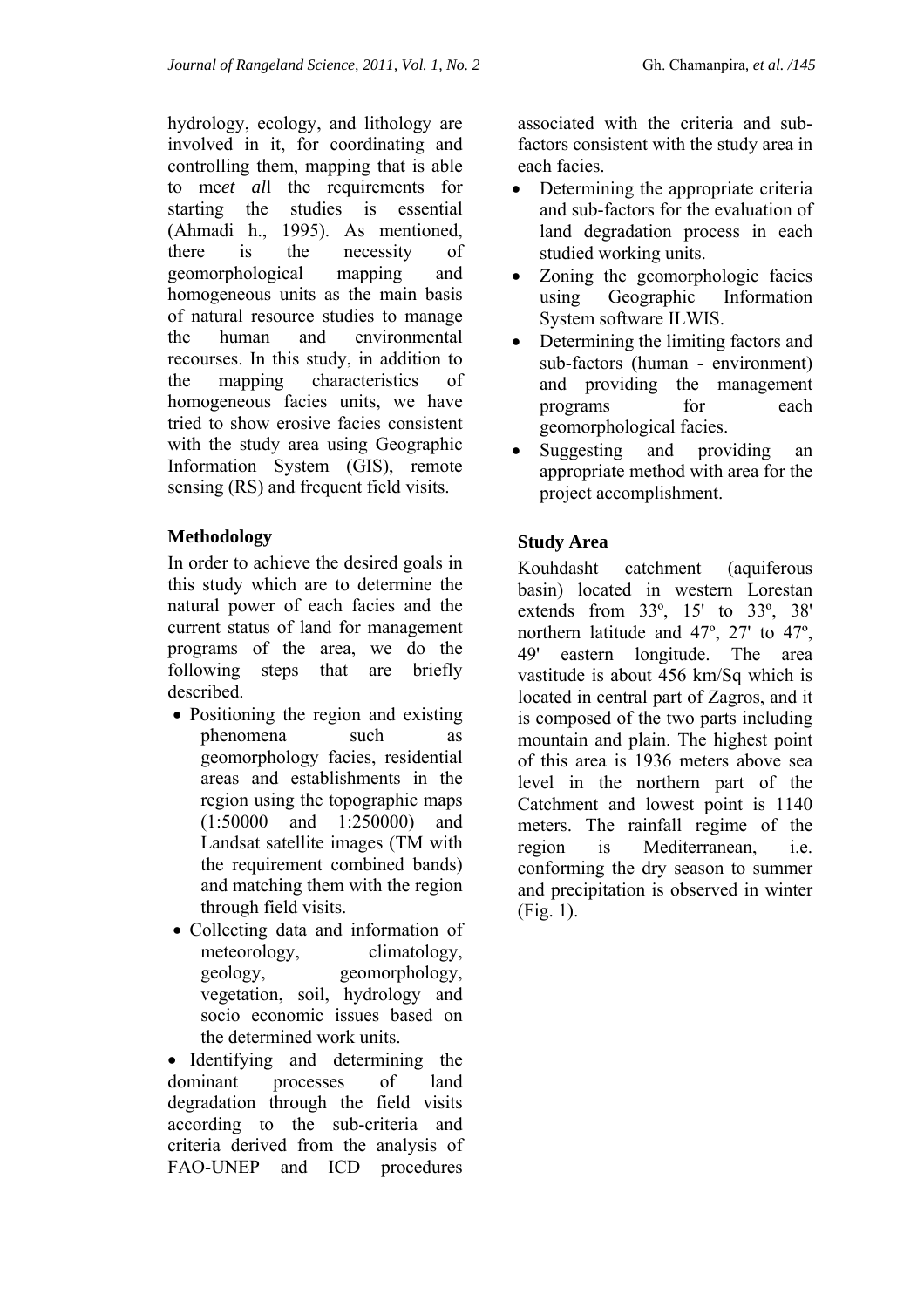hydrology, ecology, and lithology are involved in it, for coordinating and controlling them, mapping that is able to me*et al*l the requirements for starting the studies is essential (Ahmadi h., 1995). As mentioned, there is the necessity of geomorphological mapping and homogeneous units as the main basis of natural resource studies to manage the human and environmental recourses. In this study, in addition to the mapping characteristics of homogeneous facies units, we have tried to show erosive facies consistent with the study area using Geographic Information System (GIS), remote sensing (RS) and frequent field visits.

## Methodology

In order to achieve the desired goals in this study which are to determine the natural power of each facies and the current status of land for management programs of the area, we do the following steps that are briefly described.

- Positioning the region and existing phenomena such as geomorphology facies, residential areas and establishments in the region using the topographic maps (1:50000 and 1:250000) and Landsat satellite images (TM with the requirement combined bands) and matching them with the region through field visits.
- Collecting data and information of meteorology, climatology, geology, geomorphology, vegetation, soil, hydrology and socio economic issues based on the determined work units.
- Identifying and determining the dominant processes of land degradation through the field visits according to the sub-criteria and criteria derived from the analysis of FAO-UNEP and ICD procedures associated with the criteria and sub-factors consistent with the study area in each facies.
- Determining the appropriate criteria and sub-factors for the evaluation of land degradation process in each studied working units.
- Zoning the geomorphologic facies using Geographic Information System software ILWIS.
- Determining the limiting factors and sub-factors (human - environment) and providing the management programs for each geomorphological facies.
- Suggesting and providing an appropriate method with area for the project accomplishment.

## Study Area

Kouhdasht catchment (aquiferous basin) located in western Lorestan extends from 33º, 15' to 33º, 38' northern latitude and 47º, 27' to 47º, 49' eastern longitude. The area vastitude is about 456 km/Sq which is located in central part of Zagros, and it is composed of the two parts including mountain and plain. The highest point of this area is 1936 meters above sea level in the northern part of the Catchment and lowest point is 1140 meters. The rainfall regime of the region is Mediterranean, i.e. conforming the dry season to summer and precipitation is observed in winter (Fig. 1).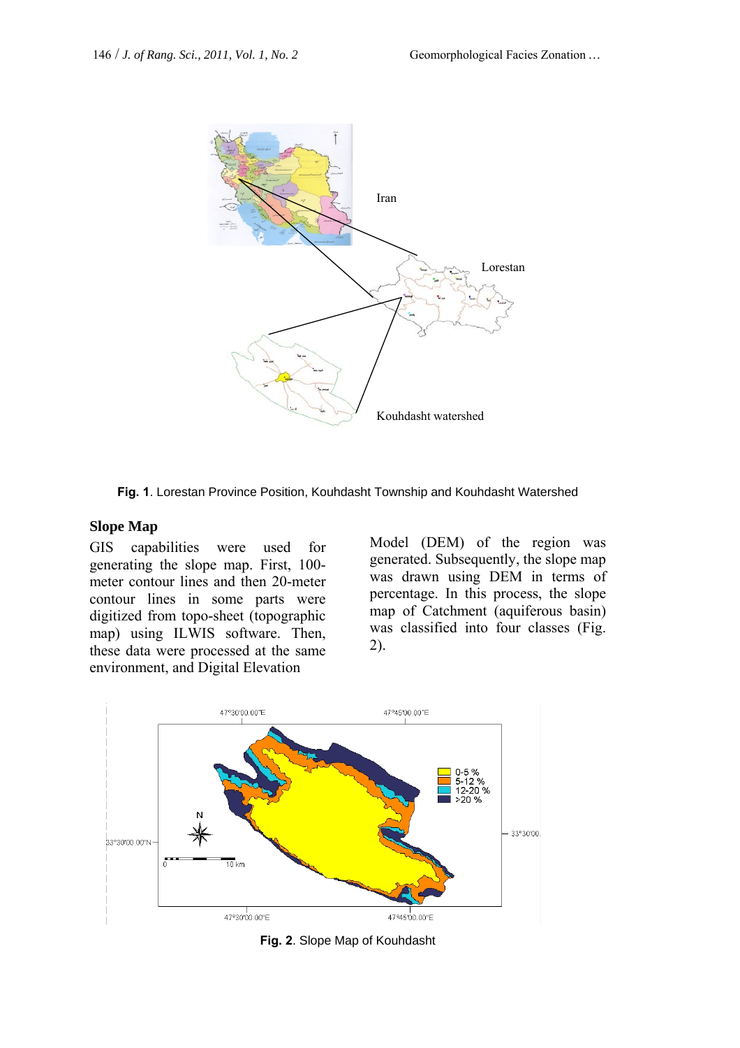Fig. 1. Lorestan Province Position, Kouhdasht Township and Kouhdasht Watershed

## Slope Map

GIS capabilities were used for generating the slope map. First, 100-meter contour lines and then 20-meter contour lines in some parts were digitized from topo-sheet (topographic map) using ILWIS software. Then, these data were processed at the same environment, and Digital Elevation Model (DEM) of the region was generated. Subsequently, the slope map was drawn using DEM in terms of percentage. In this process, the slope map of Catchment (aquiferous basin) was classified into four classes (Fig. 2).

Fig. 2. Slope Map of Kouhdasht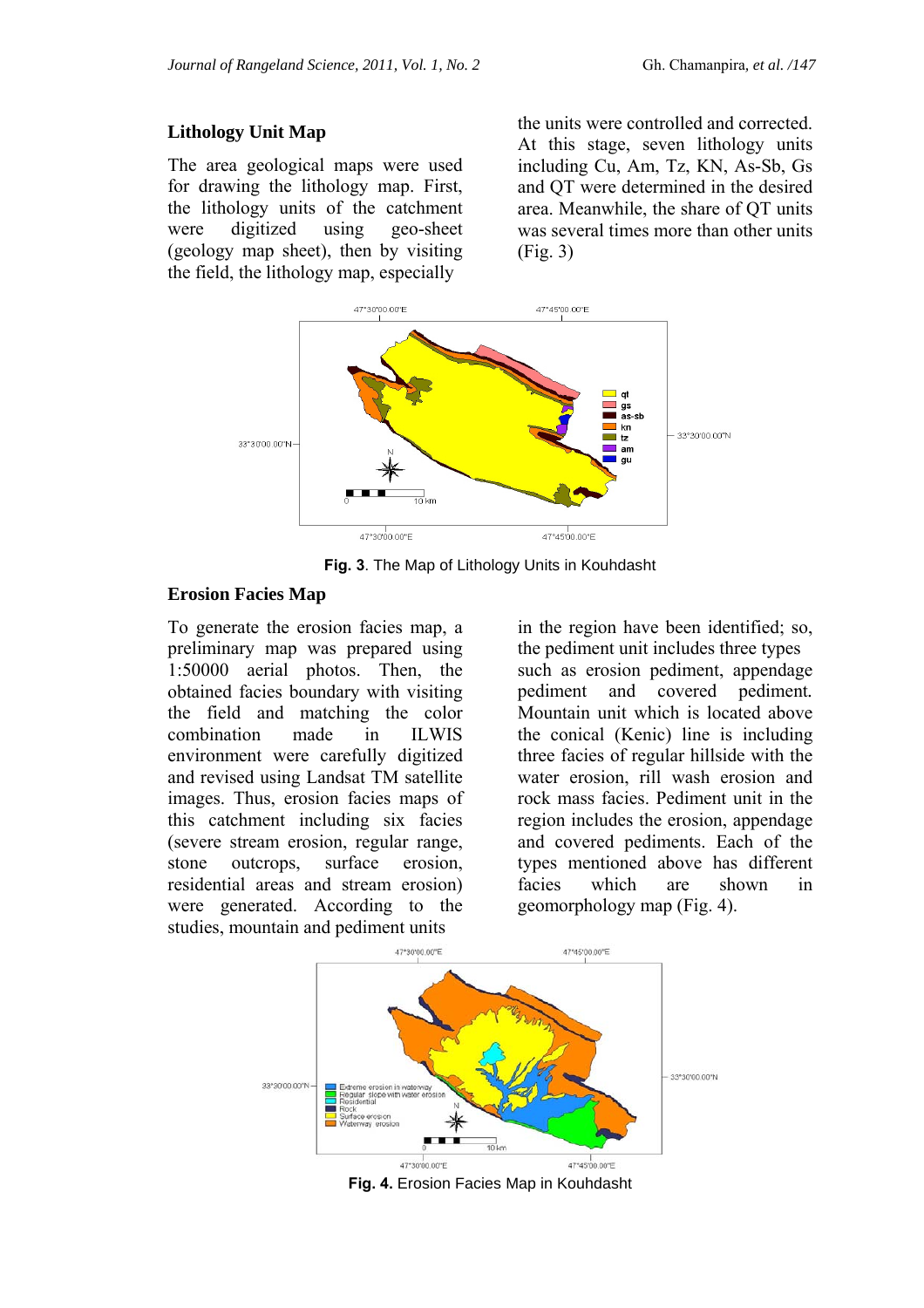### Lithology Unit Map

The area geological maps were used for drawing the lithology map. First, the lithology units of the catchment were digitized using geo-sheet (geology map sheet), then by visiting the field, the lithology map, especially the units were controlled and corrected. At this stage, seven lithology units including Cu, Am, Tz, KN, As-Sb, Gs and QT were determined in the desired area. Meanwhile, the share of QT units was several times more than other units (Fig. 3)

**Fig. 3**. The Map of Lithology Units in Kouhdasht

### Erosion Facies Map

To generate the erosion facies map, a preliminary map was prepared using 1:50000 aerial photos. Then, the obtained facies boundary with visiting the field and matching the color combination made in ILWIS environment were carefully digitized and revised using Landsat TM satellite images. Thus, erosion facies maps of this catchment including six facies (severe stream erosion, regular range, stone outcrops, surface erosion, residential areas and stream erosion) were generated. According to the studies, mountain and pediment units in the region have been identified; so, the pediment unit includes three types such as erosion pediment, appendage pediment and covered pediment. Mountain unit which is located above the conical (Kenic) line is including three facies of regular hillside with the water erosion, rill wash erosion and rock mass facies. Pediment unit in the region includes the erosion, appendage and covered pediments. Each of the types mentioned above has different facies which are shown in geomorphology map (Fig. 4).

**Fig. 4.** Erosion Facies Map in Kouhdasht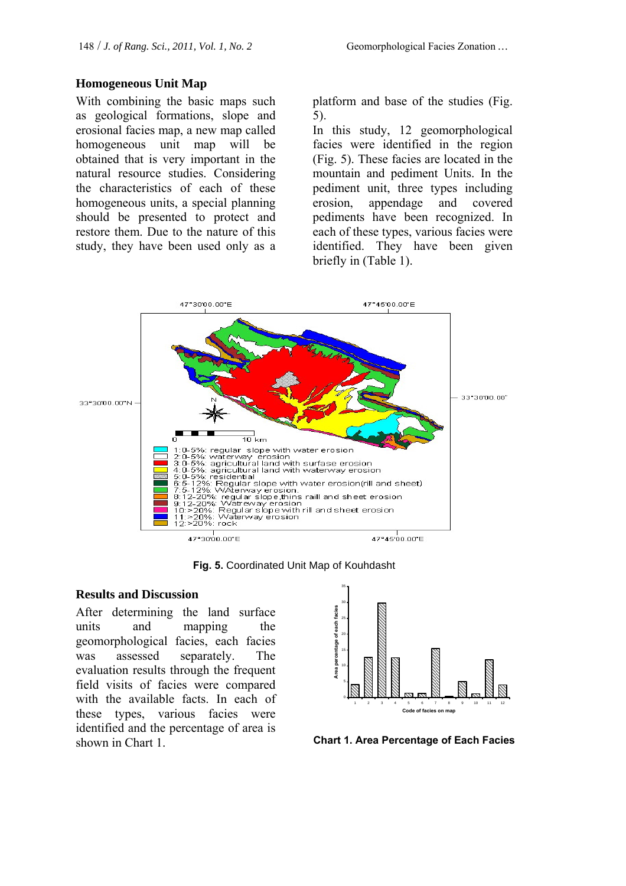## Homogeneous Unit Map

With combining the basic maps such as geological formations, slope and erosional facies map, a new map called homogeneous unit map will be obtained that is very important in the natural resource studies. Considering the characteristics of each of these homogeneous units, a special planning should be presented to protect and restore them. Due to the nature of this study, they have been used only as a platform and base of the studies (Fig. 5).

In this study, 12 geomorphological facies were identified in the region (Fig. 5). These facies are located in the mountain and pediment Units. In the pediment unit, three types including erosion, appendage and covered pediments have been recognized. In each of these types, various facies were identified. They have been given briefly in (Table 1).

**Fig. 5.** Coordinated Unit Map of Kouhdasht

## Results and Discussion

After determining the land surface units and mapping the geomorphological facies, each facies was assessed separately. The evaluation results through the frequent field visits of facies were compared with the available facts. In each of these types, various facies were identified and the percentage of area is shown in Chart 1.

**Chart 1. Area Percentage of Each Facies**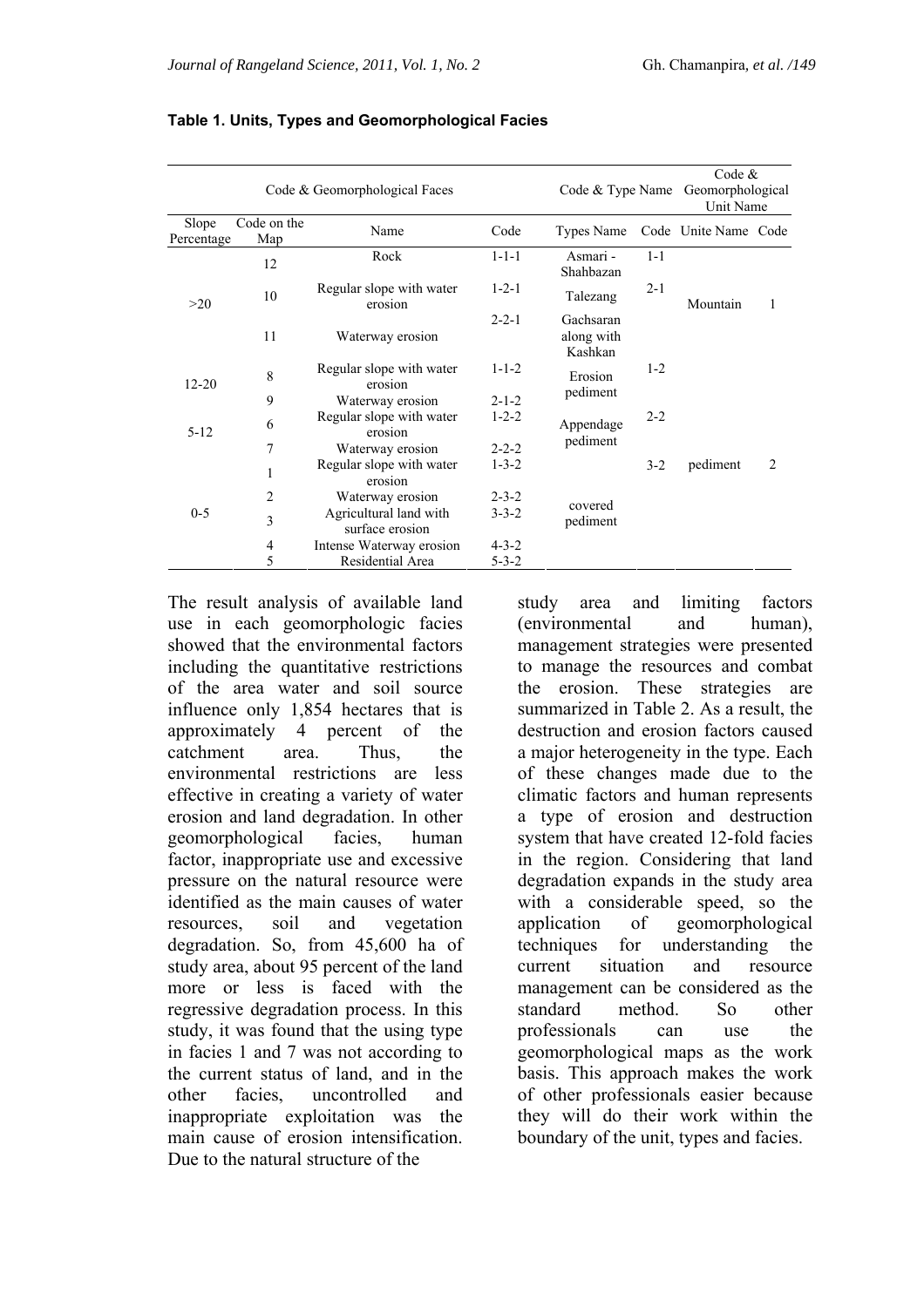**Table 1. Units, Types and Geomorphological Facies**

| Code & Geomorphological Faces | | | | Code & Type Name | | Code & Geomorphological Unit Name | |
|---|---|---|---|---|---|---|---|
| Slope Percentage | Code on the Map | Name | Code | Types Name | Code | Unite Name | Code |
| >20 | 12 | Rock | 1-1-1 | Asmari - Shahbazan | 1-1 | Mountain | 1 |
| | 10 | Regular slope with water erosion | 1-2-1 | Talezang | 2-1 | | |
| | 11 | Waterway erosion | 2-2-1 | Gachsaran along with Kashkan | | | |
| 12-20 | 8 | Regular slope with water erosion | 1-1-2 | Erosion pediment | 1-2 | pediment | 2 |
| | 9 | Waterway erosion | 2-1-2 | | | | |
| 5-12 | 6 | Regular slope with water erosion | 1-2-2 | Appendage pediment | 2-2 | | |
| | 7 | Waterway erosion | 2-2-2 | | | | |
| 0-5 | 1 | Regular slope with water erosion | 1-3-2 | covered pediment | 3-2 | | |
| | 2 | Waterway erosion | 2-3-2 | | | | |
| | 3 | Agricultural land with surface erosion | 3-3-2 | | | | |
| | 4 | Intense Waterway erosion | 4-3-2 | | | | |
| | 5 | Residential Area | 5-3-2 | | | | |

The result analysis of available land use in each geomorphologic facies showed that the environmental factors including the quantitative restrictions of the area water and soil source influence only 1,854 hectares that is approximately 4 percent of the catchment area. Thus, the environmental restrictions are less effective in creating a variety of water erosion and land degradation. In other geomorphological facies, human factor, inappropriate use and excessive pressure on the natural resource were identified as the main causes of water resources, soil and vegetation degradation. So, from 45,600 ha of study area, about 95 percent of the land more or less is faced with the regressive degradation process. In this study, it was found that the using type in facies 1 and 7 was not according to the current status of land, and in the other facies, uncontrolled and inappropriate exploitation was the main cause of erosion intensification. Due to the natural structure of the study area and limiting factors (environmental and human), management strategies were presented to manage the resources and combat the erosion. These strategies are summarized in Table 2. As a result, the destruction and erosion factors caused a major heterogeneity in the type. Each of these changes made due to the climatic factors and human represents a type of erosion and destruction system that have created 12-fold facies in the region. Considering that land degradation expands in the study area with a considerable speed, so the application of geomorphological techniques for understanding the current situation and resource management can be considered as the standard method. So other professionals can use the geomorphological maps as the work basis. This approach makes the work of other professionals easier because they will do their work within the boundary of the unit, types and facies.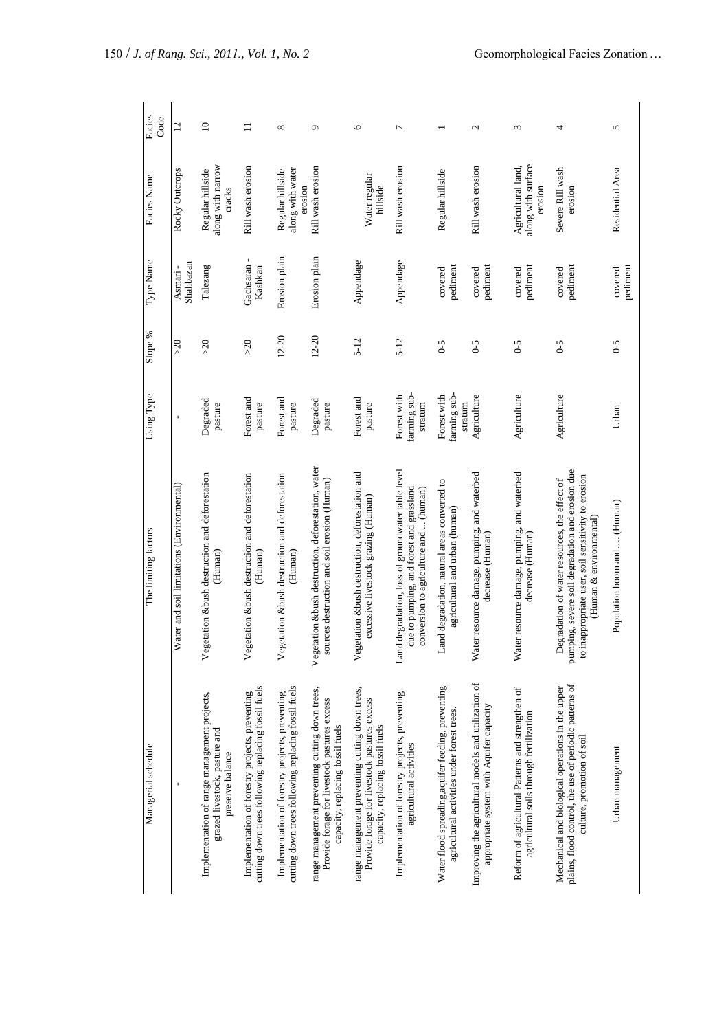| Managerial schedule | The limiting factors | Using Type | Slope % | Type Name | Facies Name | Facies Code |
|---|---|---|---|---|---|---|
| - | Water and soil limitations (Environmental) | - | >20 | Asmari - Shahbazan | Rocky Outcrops | 12 |
| Implementation of range management projects, grazed livestock, pasture and preserve balance | Vegetation &bush destruction and deforestation (Human) | Degraded pasture | >20 | Talezang | Regular hillside along with narrow cracks | 10 |
| Implementation of forestry projects, preventing cutting down trees following replacing fossil fuels | Vegetation &bush destruction and deforestation (Human) | Forest and pasture | >20 | Gachsaran - Kashkan | Rill wash erosion | 11 |
| Implementation of forestry projects, preventing cutting down trees following replacing fossil fuels | Vegetation &bush destruction and deforestation (Human) | Forest and pasture | 12-20 | Erosion plain | Regular hillside along with water erosion | 8 |
| range management preventing cutting down trees, Provide forage for livestock pastures excess capacity, replacing fossil fuels | Vegetation &bush destruction, deforestation, water sources destruction and soil erosion (Human) | Degraded pasture | 12-20 | Erosion plain | Rill wash erosion | 9 |
| range management preventing cutting down trees, Provide forage for livestock pastures excess capacity, replacing fossil fuels | Vegetation &bush destruction, deforestation and excessive livestock grazing (Human) | Forest and pasture | 5-12 | Appendage | Water regular hillside | 6 |
| Implementation of forestry projects, preventing agricultural activities | Land degradation, loss of groundwater table level due to pumping, and forest and grassland conversion to agriculture and .. (human) | Forest with farming sub-stratum | 5-12 | Appendage | Rill wash erosion | 7 |
| Water flood spreading,aquifer feeding, preventing agricultural activities under forest trees. | Land degradation, natural areas converted to agricultural and urban (human) | Forest with farming sub-stratum | 0-5 | covered pediment | Regular hillside | 1 |
| Improving the agricultural models and utilization of appropriate system with Aquifer capacity | Water resource damage, pumping, and waterbed decrease (Human) | Agriculture | 0-5 | covered pediment | Rill wash erosion | 2 |
| Reform of agricultural Patterns and strengthen of agricultural soils through fertilization | Water resource damage, pumping, and waterbed decrease (Human) | Agriculture | 0-5 | covered pediment | Agricultural land, along with surface erosion | 3 |
| Mechanical and biological operations in the upper plains, flood control, the use of periodic patterns of culture, promotion of soil | Degradation of water resources, the effect of pumping, severe soil degradation and erosion due to inappropriate user, soil sensitivity to erosion (Human & environmental) | Agriculture | 0-5 | covered pediment | Severe Rill wash erosion | 4 |
| Urban management | Population boom and…. (Human) | Urban | 0-5 | covered pediment | Residential Area | 5 |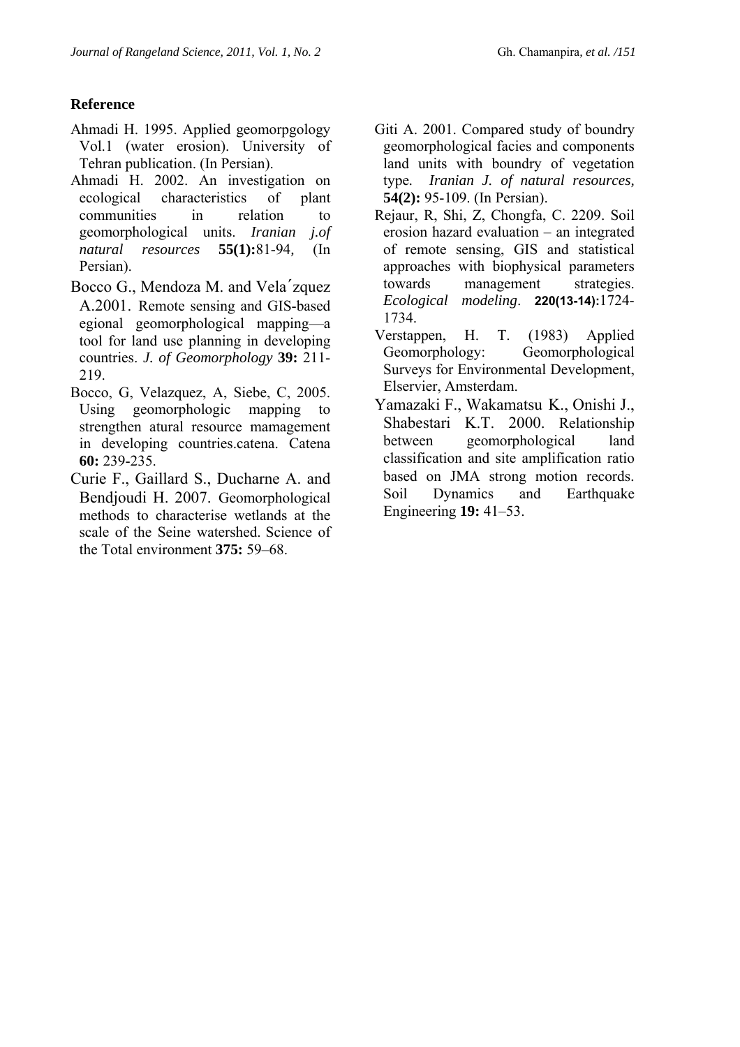## Reference

Ahmadi H. 1995. Applied geomorpgology Vol.1 (water erosion). University of Tehran publication. (In Persian).

Ahmadi H. 2002. An investigation on ecological characteristics of plant communities in relation to geomorphological units. *Iranian j.of natural resources* **55(1):**81-94, (In Persian).

Bocco G., Mendoza M. and Vela´zquez A.2001. Remote sensing and GIS-based egional geomorphological mapping—a tool for land use planning in developing countries. *J. of Geomorphology* **39:** 211-219.

Bocco, G, Velazquez, A, Siebe, C, 2005. Using geomorphologic mapping to strengthen atural resource mamagement in developing countries.catena. Catena **60:** 239-235.

Curie F., Gaillard S., Ducharne A. and Bendjoudi H. 2007. Geomorphological methods to characterise wetlands at the scale of the Seine watershed. Science of the Total environment **375:** 59–68.

Giti A. 2001. Compared study of boundry geomorphological facies and components land units with boundry of vegetation type. *Iranian J. of natural resources,* **54(2):** 95-109. (In Persian).

Rejaur, R, Shi, Z, Chongfa, C. 2209. Soil erosion hazard evaluation – an integrated of remote sensing, GIS and statistical approaches with biophysical parameters towards management strategies. *Ecological modeling*. **220(13-14):**1724-1734.

Verstappen, H. T. (1983) Applied Geomorphology: Geomorphological Surveys for Environmental Development, Elservier, Amsterdam.

Yamazaki F., Wakamatsu K., Onishi J., Shabestari K.T. 2000. Relationship between geomorphological land classification and site amplification ratio based on JMA strong motion records. Soil Dynamics and Earthquake Engineering **19:** 41–53.